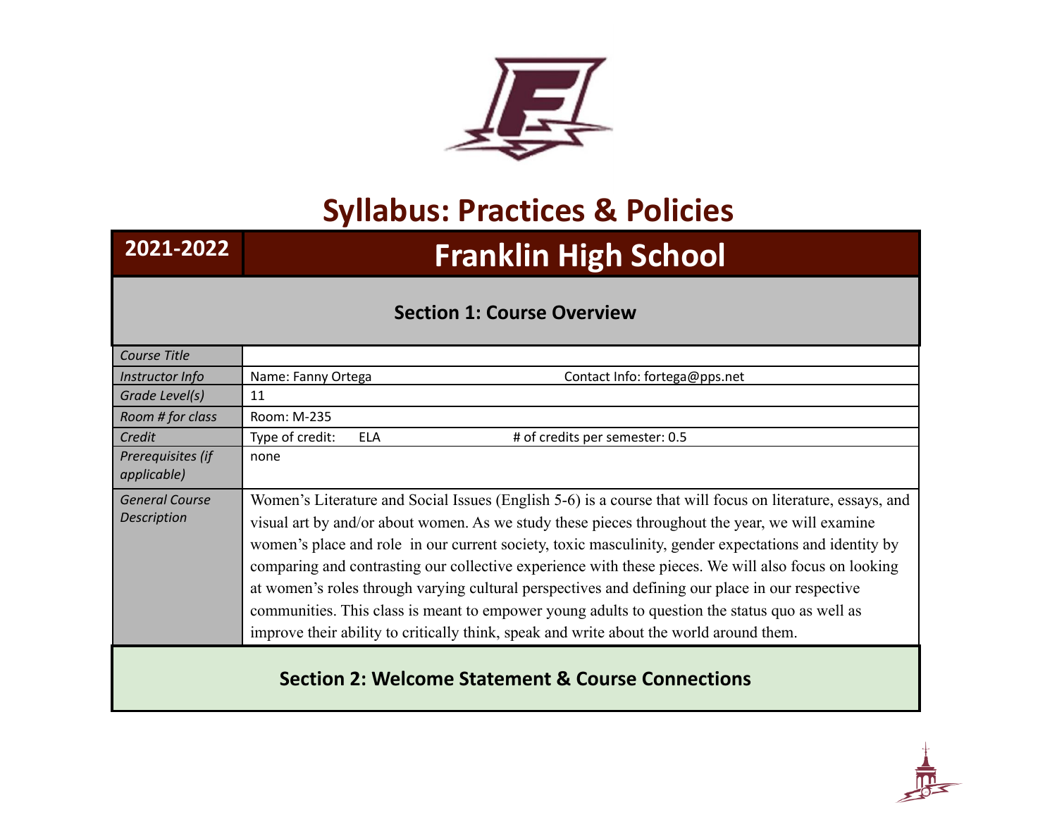# Syllabus: Practices & Policies

## 2021-2022 Franklin High School

### Section 1: Course Overview

| | |
|---|---|
| *Course Title* | |
| *Instructor Info* | Name: Fanny Ortega     Contact Info: fortega@pps.net |
| *Grade Level(s)* | 11 |
| *Room # for class* | Room: M-235 |
| *Credit* | Type of credit: ELA     # of credits per semester: 0.5 |
| *Prerequisites (if applicable)* | none |
| *General Course Description* | Women's Literature and Social Issues (English 5-6) is a course that will focus on literature, essays, and visual art by and/or about women. As we study these pieces throughout the year, we will examine women's place and role in our current society, toxic masculinity, gender expectations and identity by comparing and contrasting our collective experience with these pieces. We will also focus on looking at women's roles through varying cultural perspectives and defining our place in our respective communities. This class is meant to empower young adults to question the status quo as well as improve their ability to critically think, speak and write about the world around them. |

### Section 2: Welcome Statement & Course Connections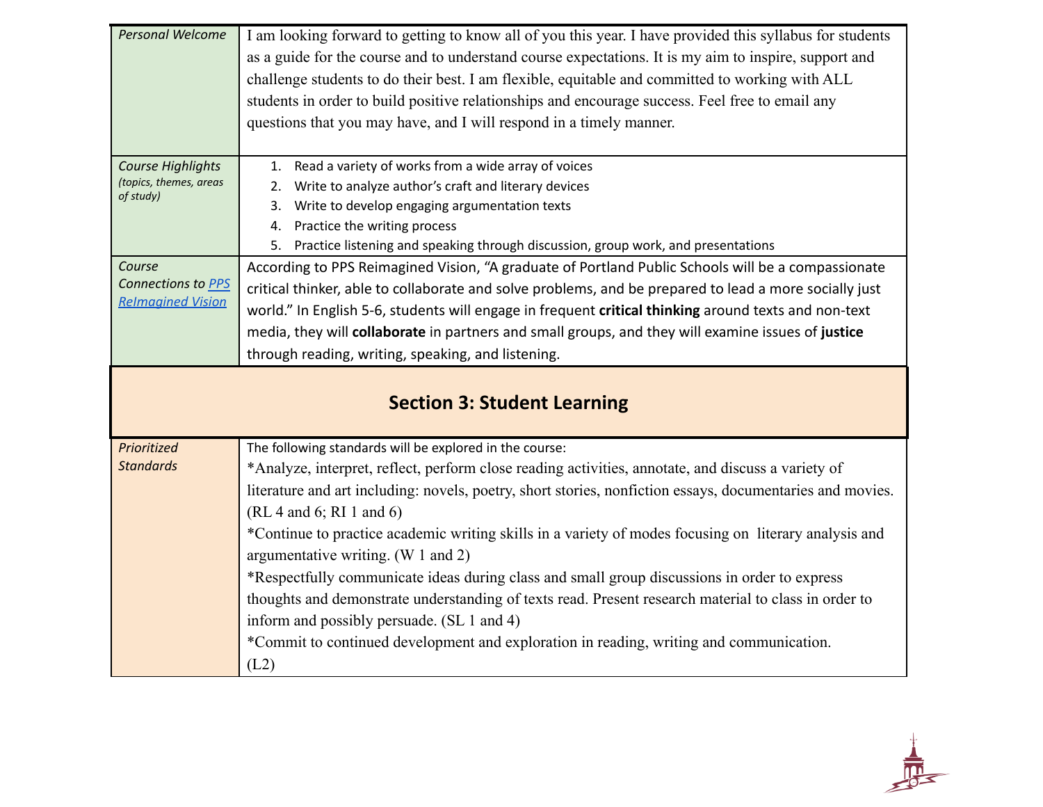| | |
|---|---|
| *Personal Welcome* | I am looking forward to getting to know all of you this year. I have provided this syllabus for students as a guide for the course and to understand course expectations. It is my aim to inspire, support and challenge students to do their best. I am flexible, equitable and committed to working with ALL students in order to build positive relationships and encourage success. Feel free to email any questions that you may have, and I will respond in a timely manner. |
| *Course Highlights* *(topics, themes, areas of study)* | 1. Read a variety of works from a wide array of voices<br>2. Write to analyze author's craft and literary devices<br>3. Write to develop engaging argumentation texts<br>4. Practice the writing process<br>5. Practice listening and speaking through discussion, group work, and presentations |
| *Course Connections to PPS ReImagined Vision* | According to PPS Reimagined Vision, "A graduate of Portland Public Schools will be a compassionate critical thinker, able to collaborate and solve problems, and be prepared to lead a more socially just world." In English 5-6, students will engage in frequent **critical thinking** around texts and non-text media, they will **collaborate** in partners and small groups, and they will examine issues of **justice** through reading, writing, speaking, and listening. |

## Section 3: Student Learning

| | |
|---|---|
| *Prioritized Standards* | The following standards will be explored in the course:<br>*Analyze, interpret, reflect, perform close reading activities, annotate, and discuss a variety of literature and art including: novels, poetry, short stories, nonfiction essays, documentaries and movies. (RL 4 and 6; RI 1 and 6)<br>*Continue to practice academic writing skills in a variety of modes focusing on literary analysis and argumentative writing. (W 1 and 2)<br>*Respectfully communicate ideas during class and small group discussions in order to express thoughts and demonstrate understanding of texts read. Present research material to class in order to inform and possibly persuade. (SL 1 and 4)<br>*Commit to continued development and exploration in reading, writing and communication. (L2) |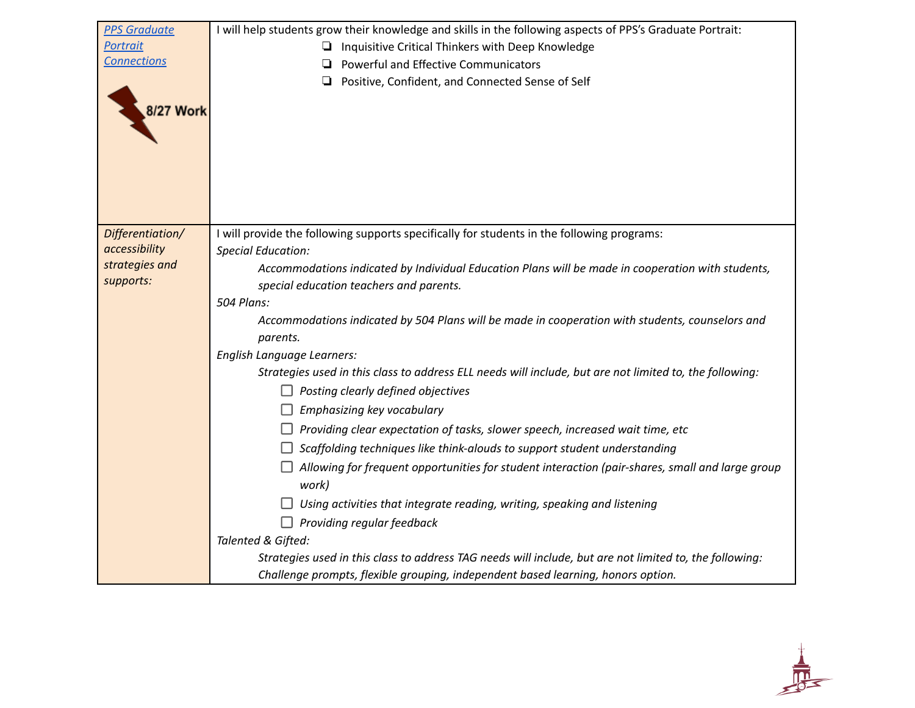| | |
|---|---|
| *PPS Graduate Portrait Connections*<br><br>8/27 Work | I will help students grow their knowledge and skills in the following aspects of PPS's Graduate Portrait:<br>❏ Inquisitive Critical Thinkers with Deep Knowledge<br>❏ Powerful and Effective Communicators<br>❏ Positive, Confident, and Connected Sense of Self |
| *Differentiation/ accessibility strategies and supports:* | I will provide the following supports specifically for students in the following programs:<br>*Special Education:*<br>*Accommodations indicated by Individual Education Plans will be made in cooperation with students, special education teachers and parents.*<br>*504 Plans:*<br>*Accommodations indicated by 504 Plans will be made in cooperation with students, counselors and parents.*<br>*English Language Learners:*<br>*Strategies used in this class to address ELL needs will include, but are not limited to, the following:*<br>☐ *Posting clearly defined objectives*<br>☐ *Emphasizing key vocabulary*<br>☐ *Providing clear expectation of tasks, slower speech, increased wait time, etc*<br>☐ *Scaffolding techniques like think-alouds to support student understanding*<br>☐ *Allowing for frequent opportunities for student interaction (pair-shares, small and large group work)*<br>☐ *Using activities that integrate reading, writing, speaking and listening*<br>☐ *Providing regular feedback*<br>*Talented & Gifted:*<br>*Strategies used in this class to address TAG needs will include, but are not limited to, the following: Challenge prompts, flexible grouping, independent based learning, honors option.* |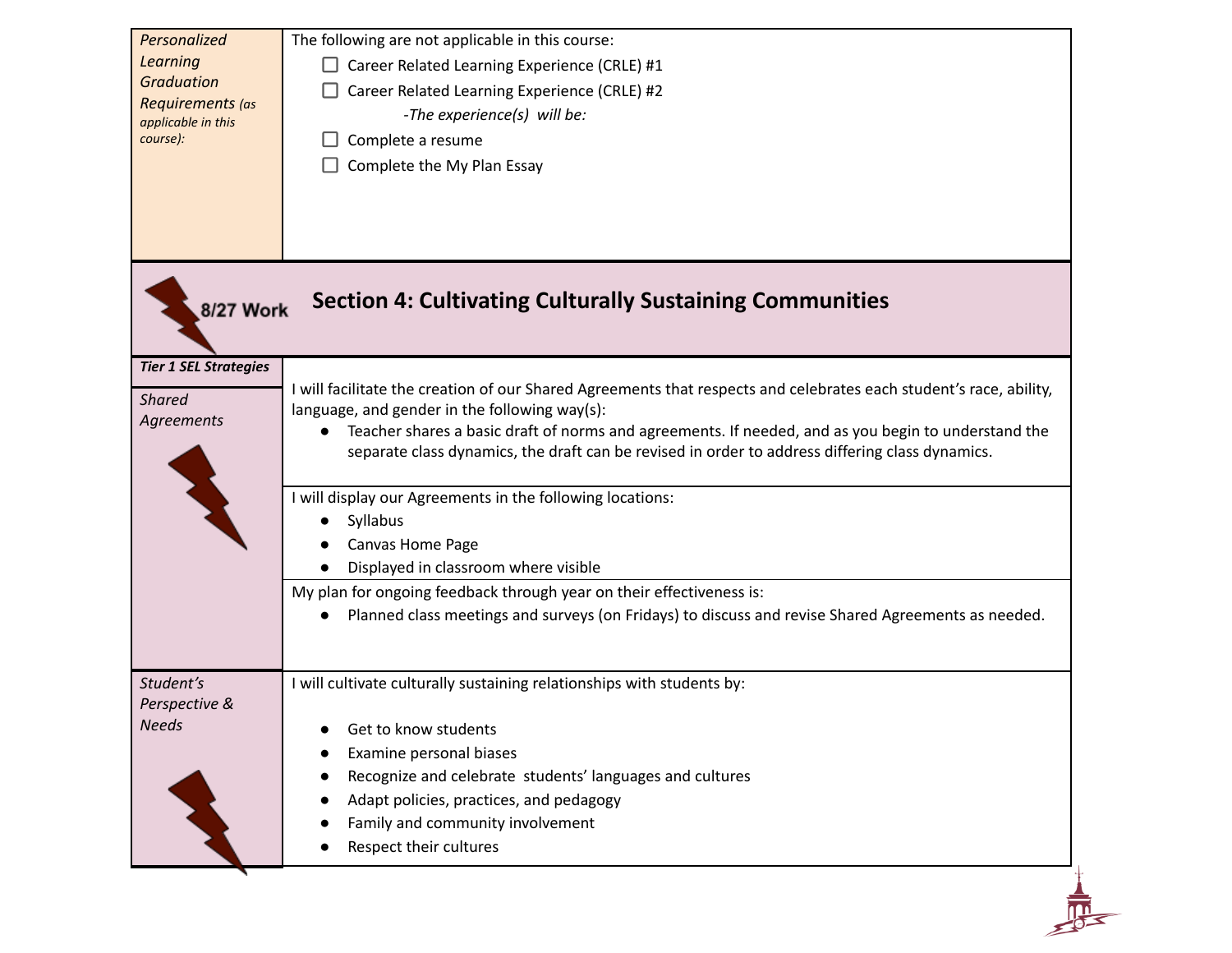| *Personalized Learning Graduation Requirements (as applicable in this course):* | The following are not applicable in this course:<br>☐ Career Related Learning Experience (CRLE) #1<br>☐ Career Related Learning Experience (CRLE) #2<br>*-The experience(s) will be:*<br>☐ Complete a resume<br>☐ Complete the My Plan Essay |
| --- | --- |

## 8/27 Work — Section 4: Cultivating Culturally Sustaining Communities

| ***Tier 1 SEL Strategies*** | |
| --- | --- |
| *Shared Agreements* | I will facilitate the creation of our Shared Agreements that respects and celebrates each student's race, ability, language, and gender in the following way(s):<br>• Teacher shares a basic draft of norms and agreements. If needed, and as you begin to understand the separate class dynamics, the draft can be revised in order to address differing class dynamics. |
| | I will display our Agreements in the following locations:<br>• Syllabus<br>• Canvas Home Page<br>• Displayed in classroom where visible |
| | My plan for ongoing feedback through year on their effectiveness is:<br>• Planned class meetings and surveys (on Fridays) to discuss and revise Shared Agreements as needed. |
| *Student's Perspective & Needs* | I will cultivate culturally sustaining relationships with students by:<br>• Get to know students<br>• Examine personal biases<br>• Recognize and celebrate students' languages and cultures<br>• Adapt policies, practices, and pedagogy<br>• Family and community involvement<br>• Respect their cultures |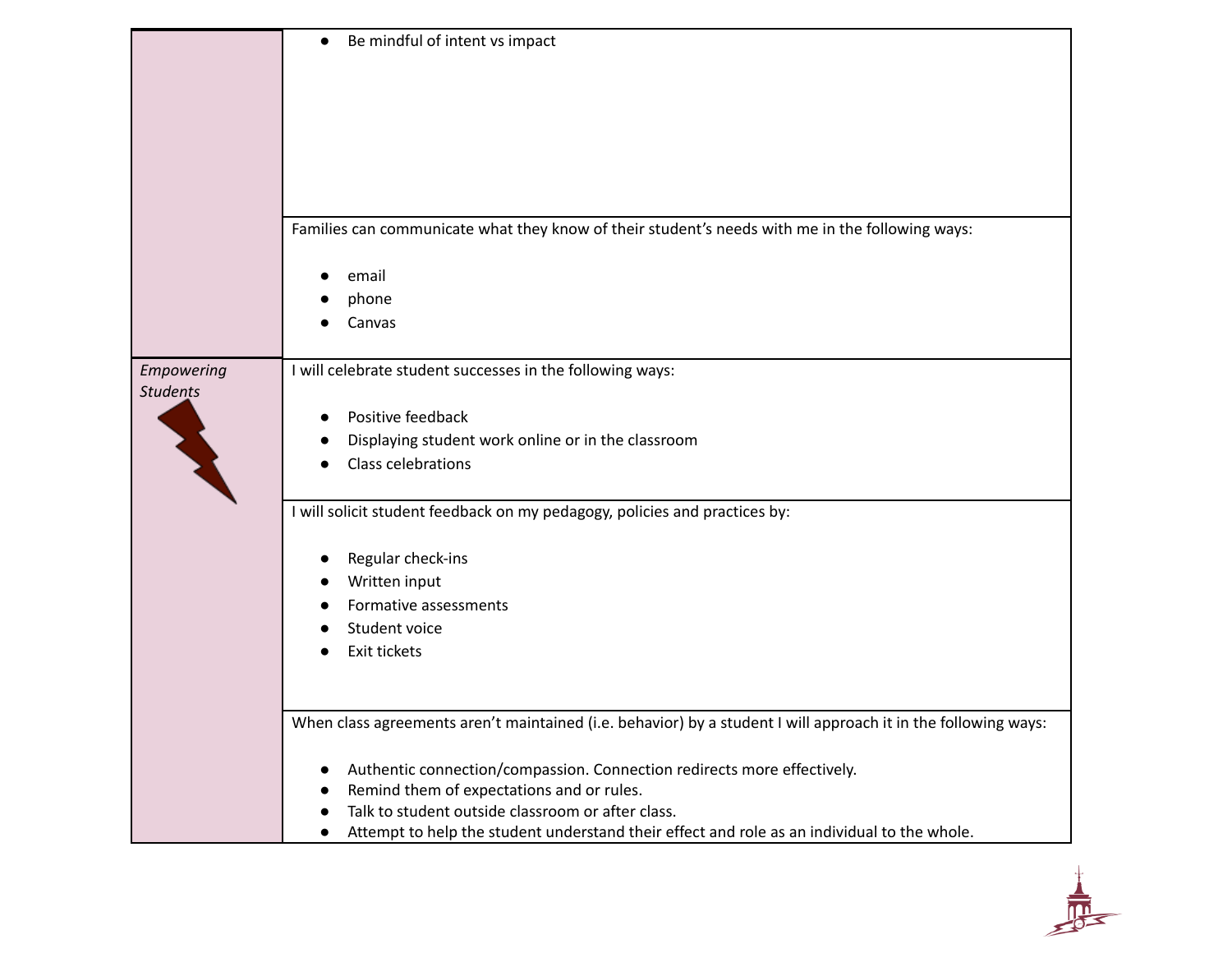| | |
|---|---|
| | • Be mindful of intent vs impact |
| | Families can communicate what they know of their student's needs with me in the following ways:<br><br>• email<br>• phone<br>• Canvas |
| *Empowering Students* | I will celebrate student successes in the following ways:<br><br>• Positive feedback<br>• Displaying student work online or in the classroom<br>• Class celebrations |
| | I will solicit student feedback on my pedagogy, policies and practices by:<br><br>• Regular check-ins<br>• Written input<br>• Formative assessments<br>• Student voice<br>• Exit tickets |
| | When class agreements aren't maintained (i.e. behavior) by a student I will approach it in the following ways:<br><br>• Authentic connection/compassion. Connection redirects more effectively.<br>• Remind them of expectations and or rules.<br>• Talk to student outside classroom or after class.<br>• Attempt to help the student understand their effect and role as an individual to the whole. |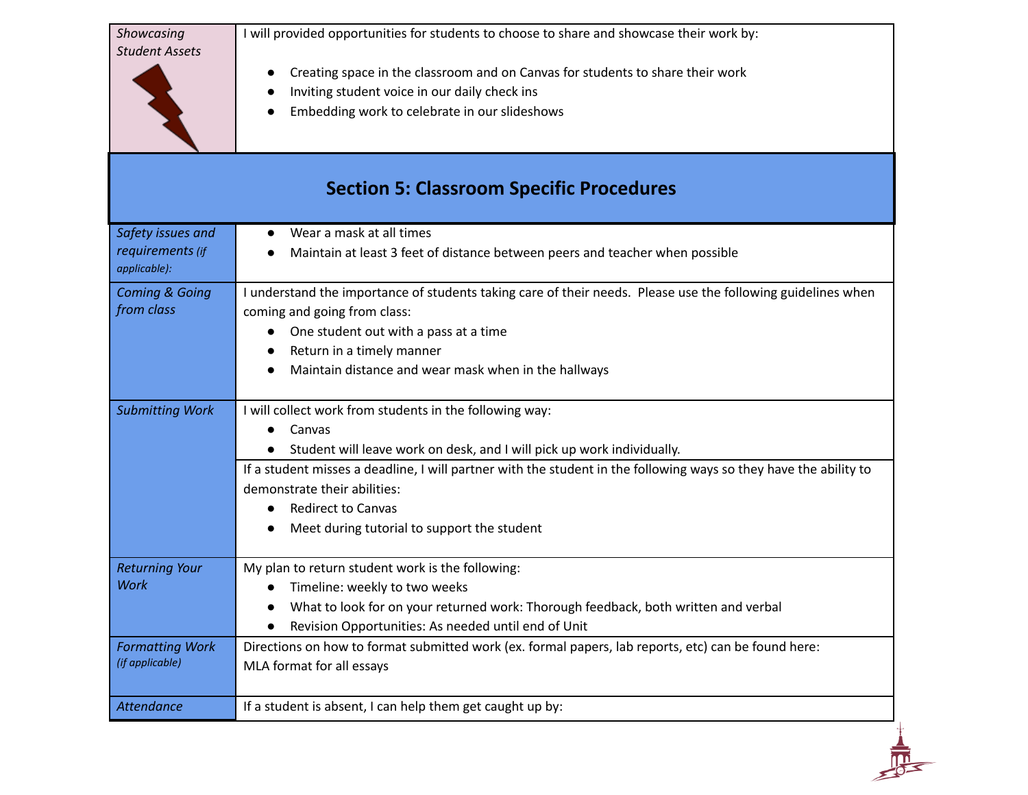| *Showcasing Student Assets* | I will provided opportunities for students to choose to share and showcase their work by:<br>● Creating space in the classroom and on Canvas for students to share their work<br>● Inviting student voice in our daily check ins<br>● Embedding work to celebrate in our slideshows |
|---|---|

## Section 5: Classroom Specific Procedures

| | |
|---|---|
| *Safety issues and requirements (if applicable):* | ● Wear a mask at all times<br>● Maintain at least 3 feet of distance between peers and teacher when possible |
| *Coming & Going from class* | I understand the importance of students taking care of their needs. Please use the following guidelines when coming and going from class:<br>● One student out with a pass at a time<br>● Return in a timely manner<br>● Maintain distance and wear mask when in the hallways |
| *Submitting Work* | I will collect work from students in the following way:<br>● Canvas<br>● Student will leave work on desk, and I will pick up work individually. |
| | If a student misses a deadline, I will partner with the student in the following ways so they have the ability to demonstrate their abilities:<br>● Redirect to Canvas<br>● Meet during tutorial to support the student |
| *Returning Your Work* | My plan to return student work is the following:<br>● Timeline: weekly to two weeks<br>● What to look for on your returned work: Thorough feedback, both written and verbal<br>● Revision Opportunities: As needed until end of Unit |
| *Formatting Work (if applicable)* | Directions on how to format submitted work (ex. formal papers, lab reports, etc) can be found here:<br>MLA format for all essays |
| *Attendance* | If a student is absent, I can help them get caught up by: |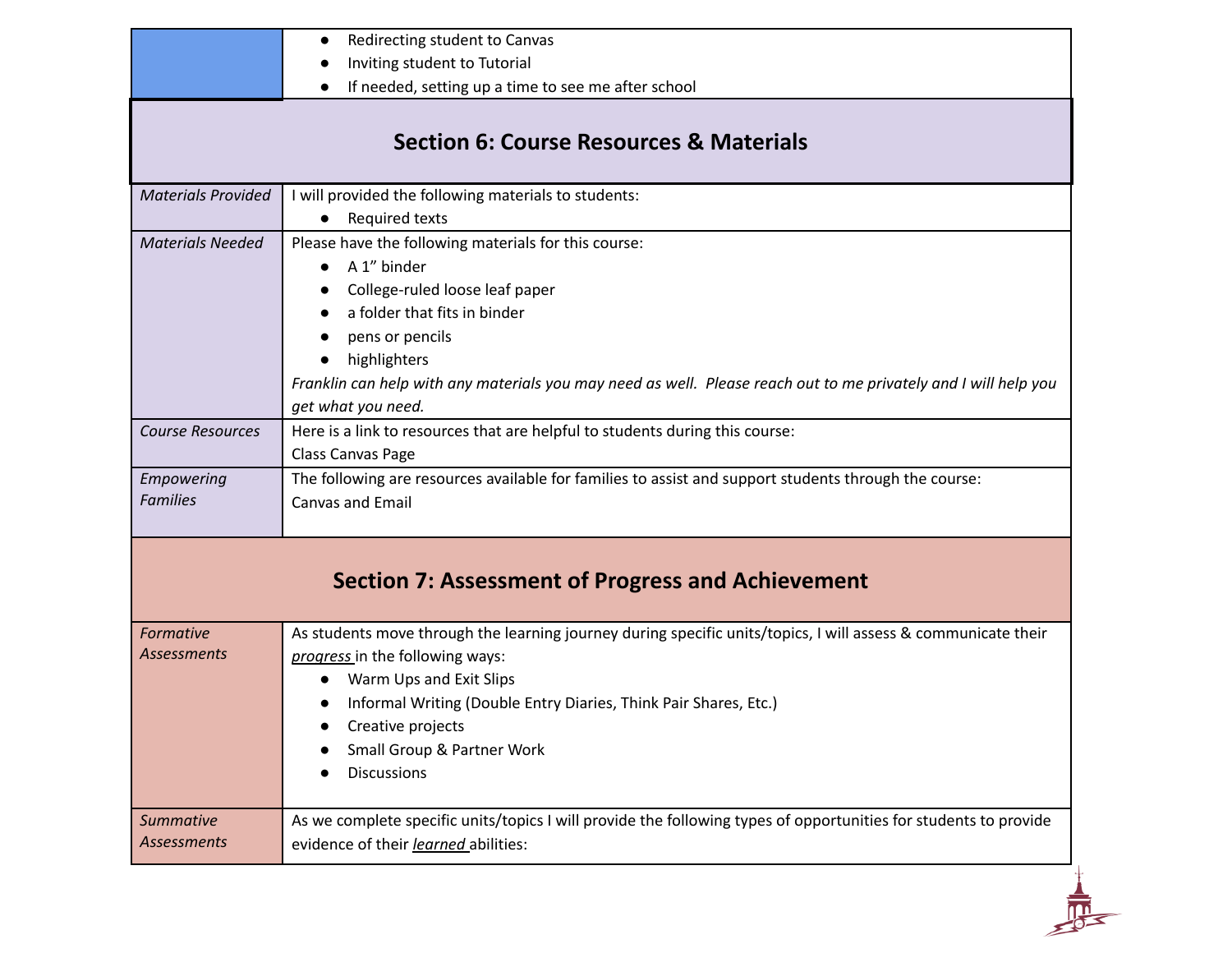| | |
|---|---|
| | • Redirecting student to Canvas<br>• Inviting student to Tutorial<br>• If needed, setting up a time to see me after school |

## Section 6: Course Resources & Materials

| | |
|---|---|
| *Materials Provided* | I will provided the following materials to students:<br>• Required texts |
| *Materials Needed* | Please have the following materials for this course:<br>• A 1” binder<br>• College-ruled loose leaf paper<br>• a folder that fits in binder<br>• pens or pencils<br>• highlighters<br>*Franklin can help with any materials you may need as well. Please reach out to me privately and I will help you get what you need.* |
| *Course Resources* | Here is a link to resources that are helpful to students during this course:<br>Class Canvas Page |
| *Empowering Families* | The following are resources available for families to assist and support students through the course:<br>Canvas and Email |

## Section 7: Assessment of Progress and Achievement

| | |
|---|---|
| *Formative Assessments* | As students move through the learning journey during specific units/topics, I will assess & communicate their ***progress*** in the following ways:<br>• Warm Ups and Exit Slips<br>• Informal Writing (Double Entry Diaries, Think Pair Shares, Etc.)<br>• Creative projects<br>• Small Group & Partner Work<br>• Discussions |
| *Summative Assessments* | As we complete specific units/topics I will provide the following types of opportunities for students to provide evidence of their ***learned*** abilities: |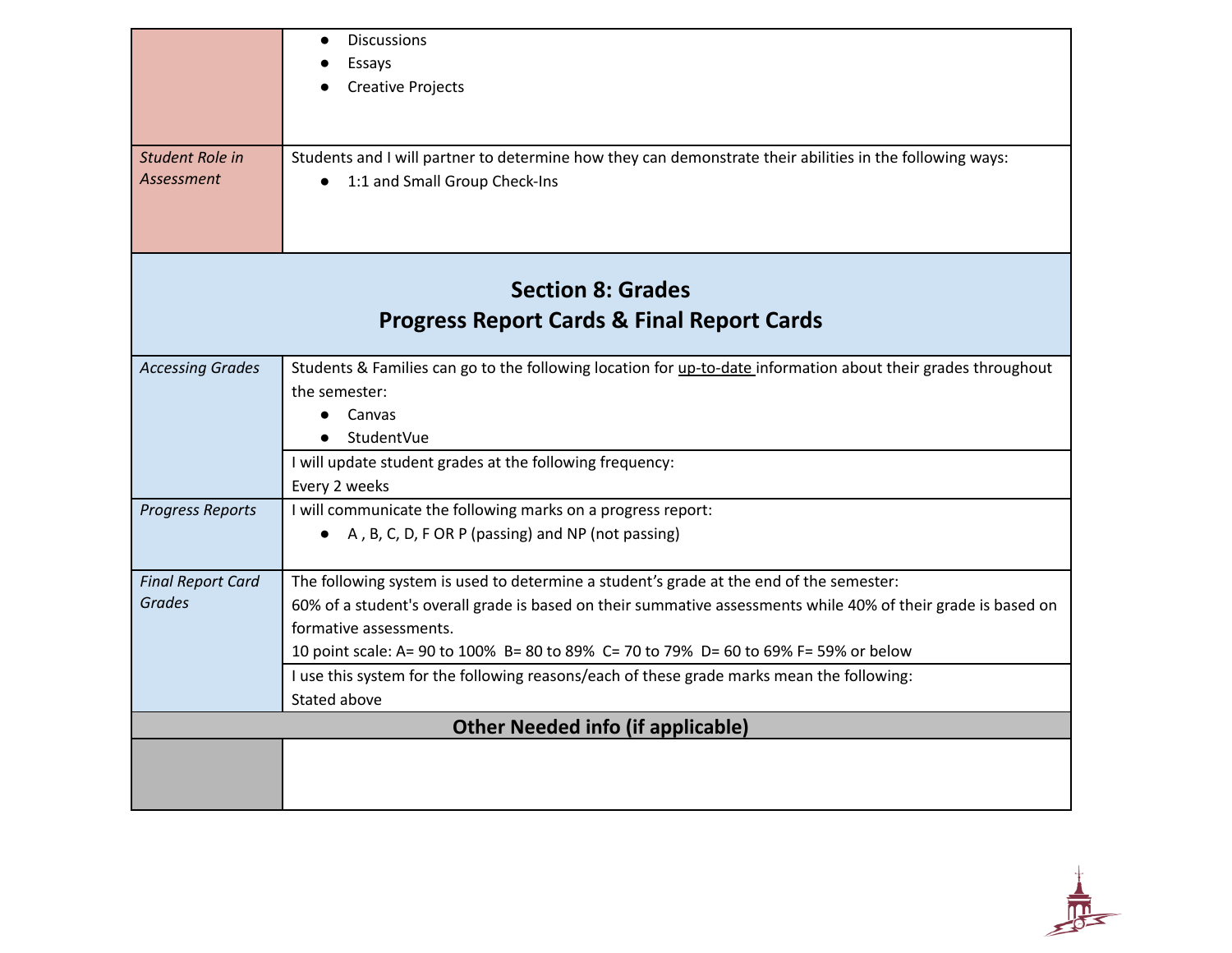| | |
|---|---|
| | ● Discussions<br>● Essays<br>● Creative Projects |
| *Student Role in Assessment* | Students and I will partner to determine how they can demonstrate their abilities in the following ways:<br>● 1:1 and Small Group Check-Ins |

## Section 8: Grades
## Progress Report Cards & Final Report Cards

| | |
|---|---|
| *Accessing Grades* | Students & Families can go to the following location for up-to-date information about their grades throughout the semester:<br>● Canvas<br>● StudentVue |
| | I will update student grades at the following frequency:<br>Every 2 weeks |
| *Progress Reports* | I will communicate the following marks on a progress report:<br>● A , B, C, D, F OR P (passing) and NP (not passing) |
| *Final Report Card Grades* | The following system is used to determine a student's grade at the end of the semester:<br>60% of a student's overall grade is based on their summative assessments while 40% of their grade is based on formative assessments.<br>10 point scale: A= 90 to 100% B= 80 to 89% C= 70 to 79% D= 60 to 69% F= 59% or below |
| | I use this system for the following reasons/each of these grade marks mean the following:<br>Stated above |

**Other Needed info (if applicable)**

| | |
|---|---|
| | |